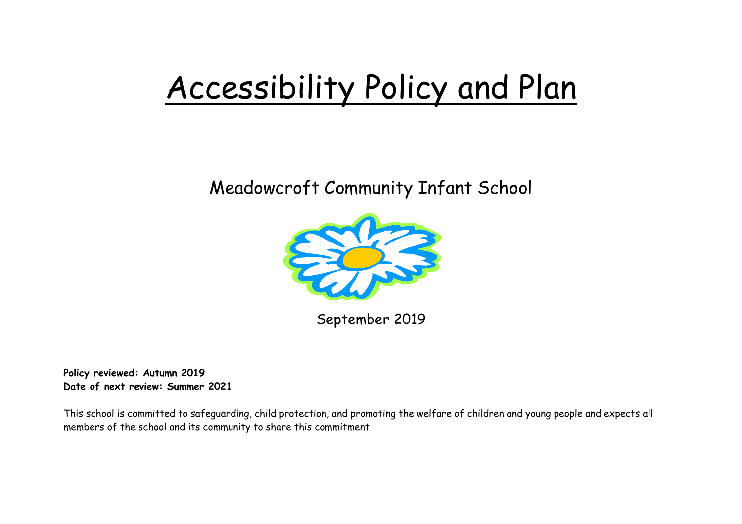# Accessibility Policy and Plan

## Meadowcroft Community Infant School

September 2019

**Policy reviewed: Autumn 2019**
**Date of next review: Summer 2021**

This school is committed to safeguarding, child protection, and promoting the welfare of children and young people and expects all members of the school and its community to share this commitment.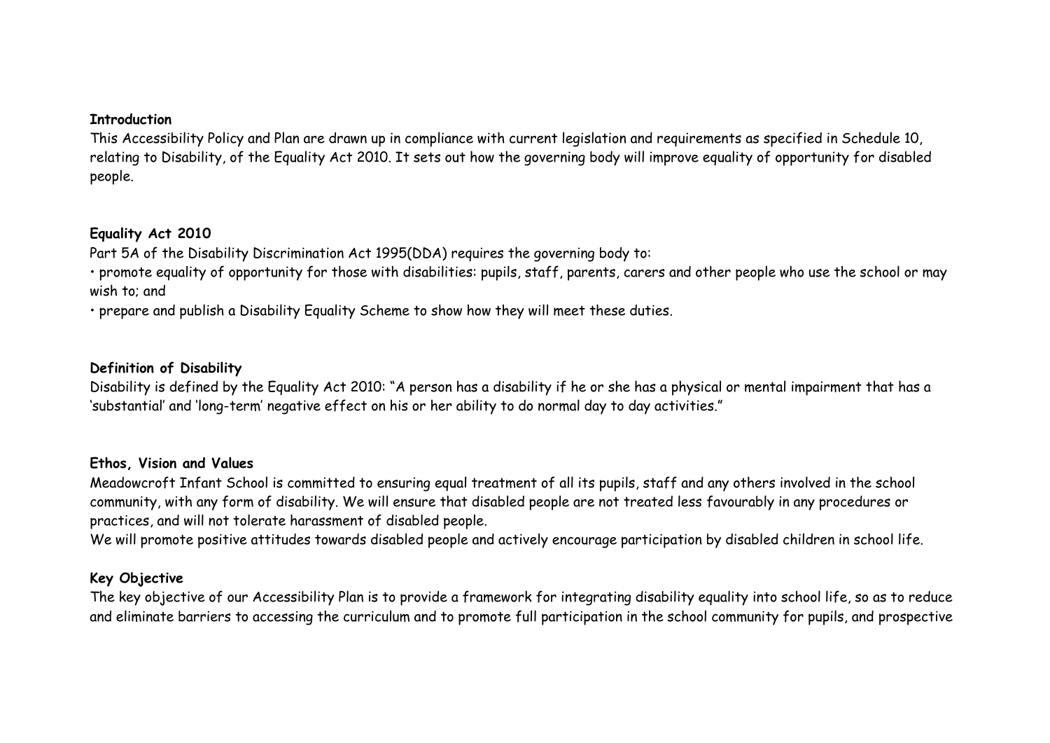**Introduction**

This Accessibility Policy and Plan are drawn up in compliance with current legislation and requirements as specified in Schedule 10, relating to Disability, of the Equality Act 2010. It sets out how the governing body will improve equality of opportunity for disabled people.

**Equality Act 2010**

Part 5A of the Disability Discrimination Act 1995(DDA) requires the governing body to:

• promote equality of opportunity for those with disabilities: pupils, staff, parents, carers and other people who use the school or may wish to; and

• prepare and publish a Disability Equality Scheme to show how they will meet these duties.

**Definition of Disability**

Disability is defined by the Equality Act 2010: "A person has a disability if he or she has a physical or mental impairment that has a 'substantial' and 'long-term' negative effect on his or her ability to do normal day to day activities."

**Ethos, Vision and Values**

Meadowcroft Infant School is committed to ensuring equal treatment of all its pupils, staff and any others involved in the school community, with any form of disability. We will ensure that disabled people are not treated less favourably in any procedures or practices, and will not tolerate harassment of disabled people.

We will promote positive attitudes towards disabled people and actively encourage participation by disabled children in school life.

**Key Objective**

The key objective of our Accessibility Plan is to provide a framework for integrating disability equality into school life, so as to reduce and eliminate barriers to accessing the curriculum and to promote full participation in the school community for pupils, and prospective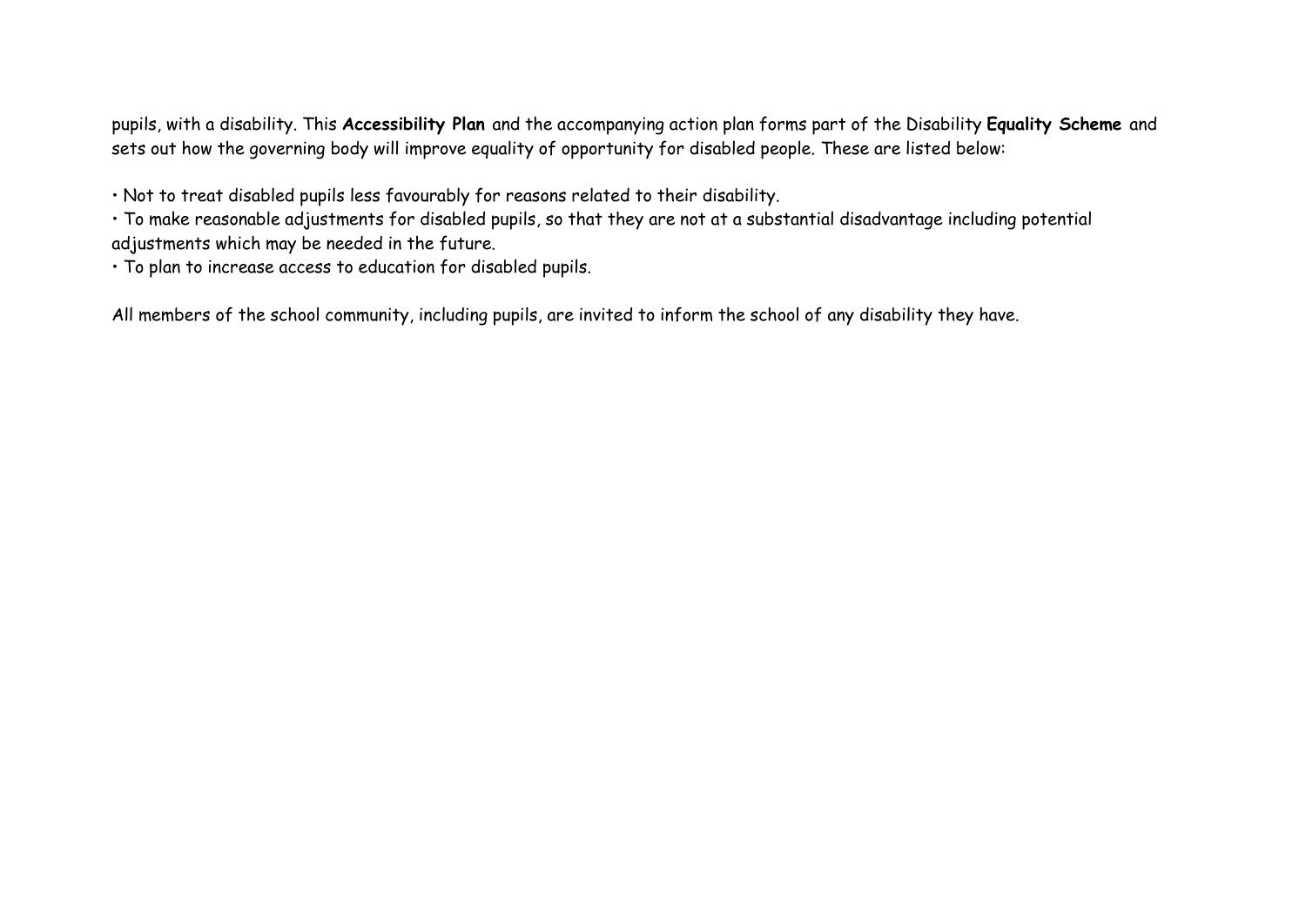pupils, with a disability. This **Accessibility Plan** and the accompanying action plan forms part of the Disability **Equality Scheme** and sets out how the governing body will improve equality of opportunity for disabled people. These are listed below:

- Not to treat disabled pupils less favourably for reasons related to their disability.
- To make reasonable adjustments for disabled pupils, so that they are not at a substantial disadvantage including potential adjustments which may be needed in the future.
- To plan to increase access to education for disabled pupils.

All members of the school community, including pupils, are invited to inform the school of any disability they have.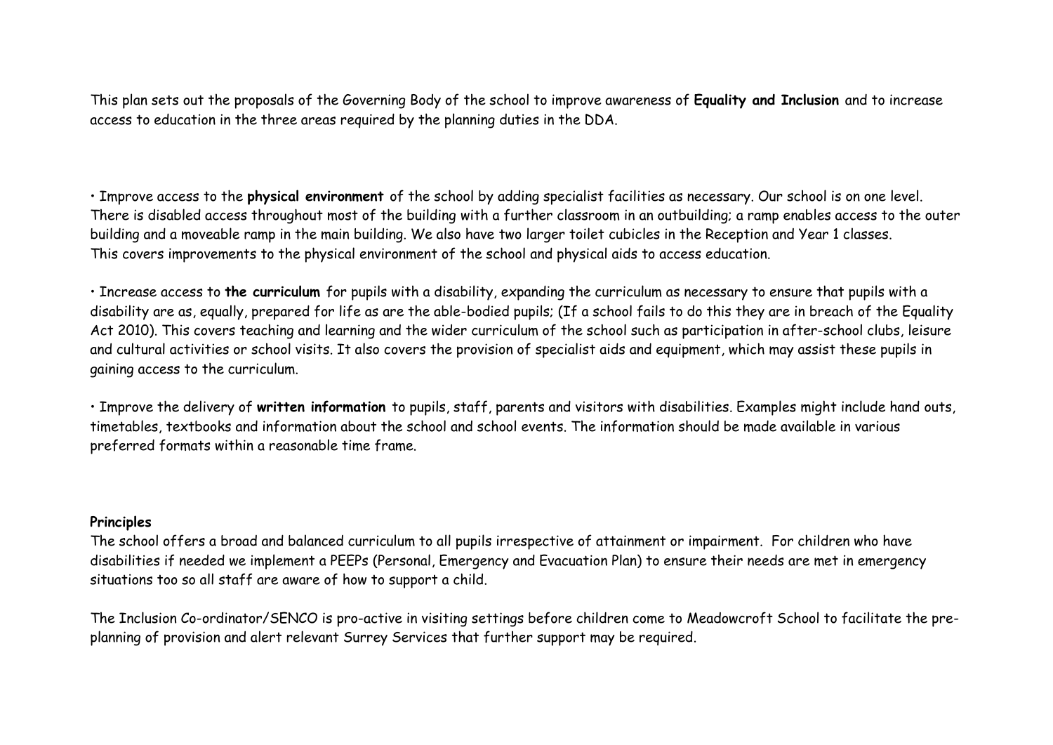This plan sets out the proposals of the Governing Body of the school to improve awareness of **Equality and Inclusion** and to increase access to education in the three areas required by the planning duties in the DDA.

• Improve access to the **physical environment** of the school by adding specialist facilities as necessary. Our school is on one level. There is disabled access throughout most of the building with a further classroom in an outbuilding; a ramp enables access to the outer building and a moveable ramp in the main building. We also have two larger toilet cubicles in the Reception and Year 1 classes. This covers improvements to the physical environment of the school and physical aids to access education.

• Increase access to **the curriculum** for pupils with a disability, expanding the curriculum as necessary to ensure that pupils with a disability are as, equally, prepared for life as are the able-bodied pupils; (If a school fails to do this they are in breach of the Equality Act 2010). This covers teaching and learning and the wider curriculum of the school such as participation in after-school clubs, leisure and cultural activities or school visits. It also covers the provision of specialist aids and equipment, which may assist these pupils in gaining access to the curriculum.

• Improve the delivery of **written information** to pupils, staff, parents and visitors with disabilities. Examples might include hand outs, timetables, textbooks and information about the school and school events. The information should be made available in various preferred formats within a reasonable time frame.

**Principles**

The school offers a broad and balanced curriculum to all pupils irrespective of attainment or impairment. For children who have disabilities if needed we implement a PEEPs (Personal, Emergency and Evacuation Plan) to ensure their needs are met in emergency situations too so all staff are aware of how to support a child.

The Inclusion Co-ordinator/SENCO is pro-active in visiting settings before children come to Meadowcroft School to facilitate the pre-planning of provision and alert relevant Surrey Services that further support may be required.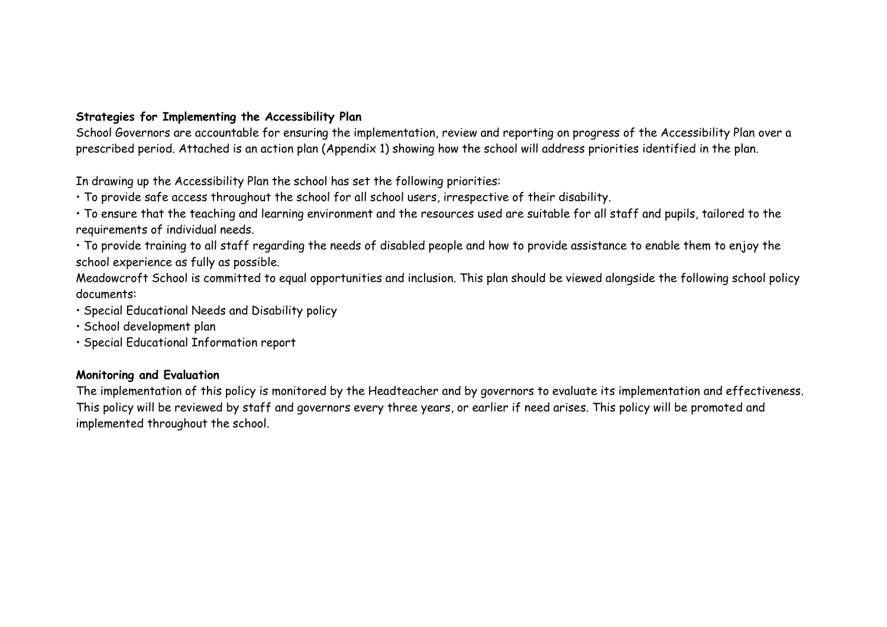**Strategies for Implementing the Accessibility Plan**

School Governors are accountable for ensuring the implementation, review and reporting on progress of the Accessibility Plan over a prescribed period. Attached is an action plan (Appendix 1) showing how the school will address priorities identified in the plan.

In drawing up the Accessibility Plan the school has set the following priorities:

- To provide safe access throughout the school for all school users, irrespective of their disability.
- To ensure that the teaching and learning environment and the resources used are suitable for all staff and pupils, tailored to the requirements of individual needs.
- To provide training to all staff regarding the needs of disabled people and how to provide assistance to enable them to enjoy the school experience as fully as possible.

Meadowcroft School is committed to equal opportunities and inclusion. This plan should be viewed alongside the following school policy documents:

- Special Educational Needs and Disability policy
- School development plan
- Special Educational Information report

**Monitoring and Evaluation**

The implementation of this policy is monitored by the Headteacher and by governors to evaluate its implementation and effectiveness. This policy will be reviewed by staff and governors every three years, or earlier if need arises. This policy will be promoted and implemented throughout the school.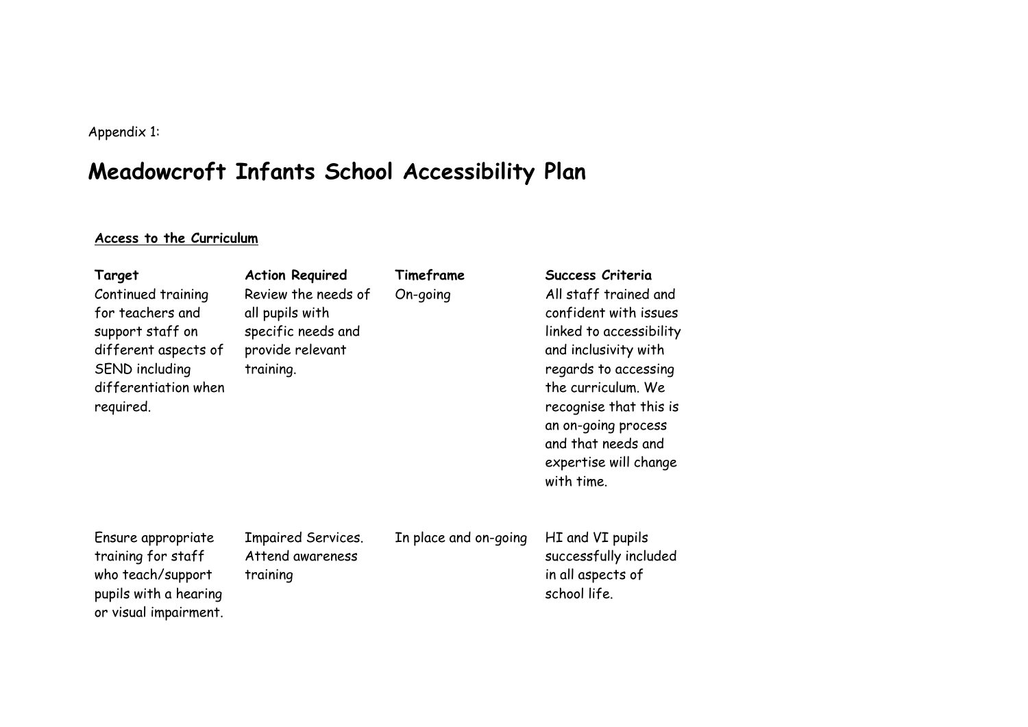Appendix 1:

# Meadowcroft Infants School Accessibility Plan

**Access to the Curriculum**

| **Target** | **Action Required** | **Timeframe** | **Success Criteria** |
|---|---|---|---|
| Continued training for teachers and support staff on different aspects of SEND including differentiation when required. | Review the needs of all pupils with specific needs and provide relevant training. | On-going | All staff trained and confident with issues linked to accessibility and inclusivity with regards to accessing the curriculum. We recognise that this is an on-going process and that needs and expertise will change with time. |
| Ensure appropriate training for staff who teach/support pupils with a hearing or visual impairment. | Impaired Services. Attend awareness training | In place and on-going | HI and VI pupils successfully included in all aspects of school life. |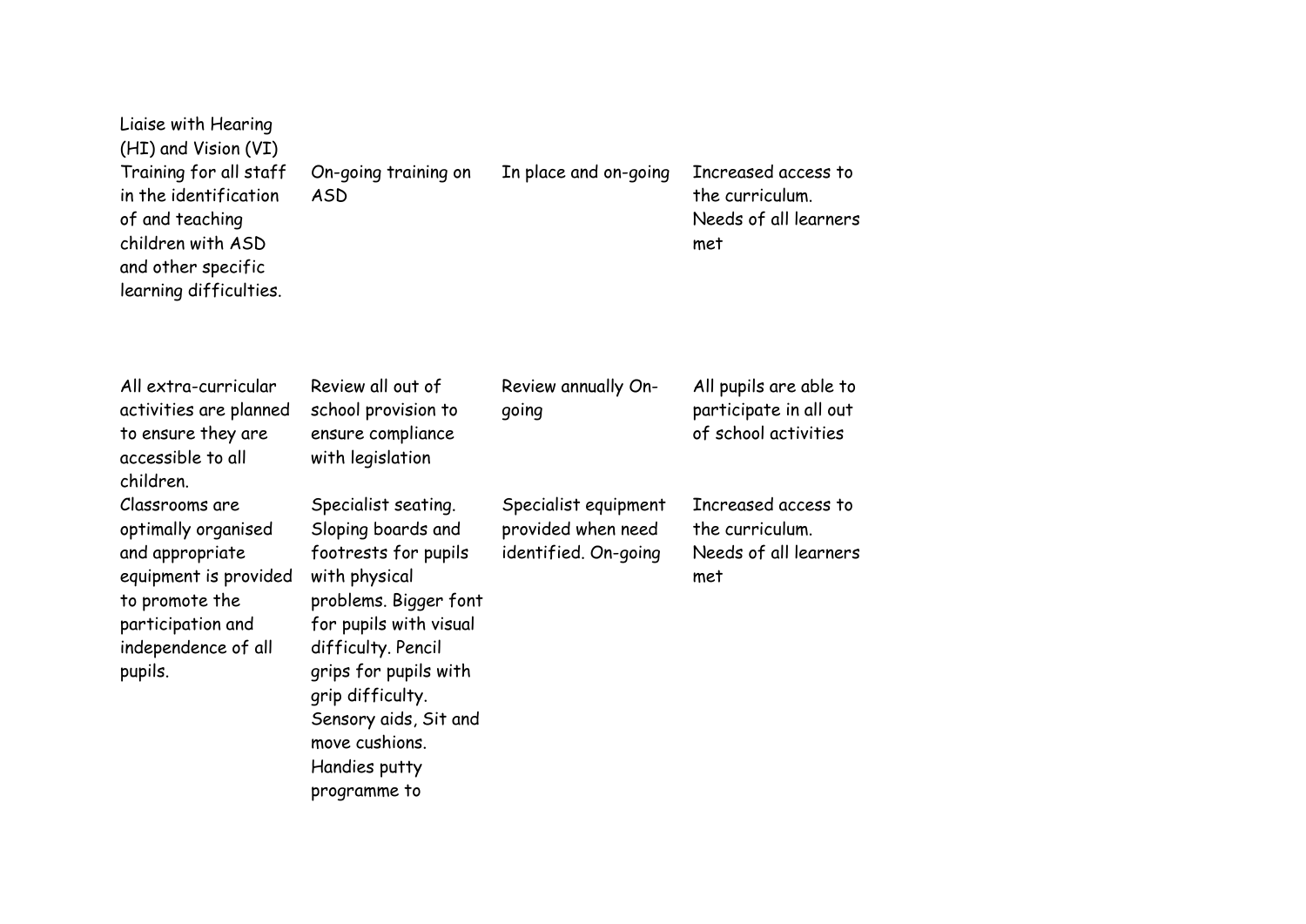| | | | |
|---|---|---|---|
| Liaise with Hearing (HI) and Vision (VI) | | | |
| Training for all staff in the identification of and teaching children with ASD and other specific learning difficulties. | On-going training on ASD | In place and on-going | Increased access to the curriculum. Needs of all learners met |
| All extra-curricular activities are planned to ensure they are accessible to all children. | Review all out of school provision to ensure compliance with legislation | Review annually On-going | All pupils are able to participate in all out of school activities |
| Classrooms are optimally organised and appropriate equipment is provided to promote the participation and independence of all pupils. | Specialist seating. Sloping boards and footrests for pupils with physical problems. Bigger font for pupils with visual difficulty. Pencil grips for pupils with grip difficulty. Sensory aids, Sit and move cushions. Handies putty programme to | Specialist equipment provided when need identified. On-going | Increased access to the curriculum. Needs of all learners met |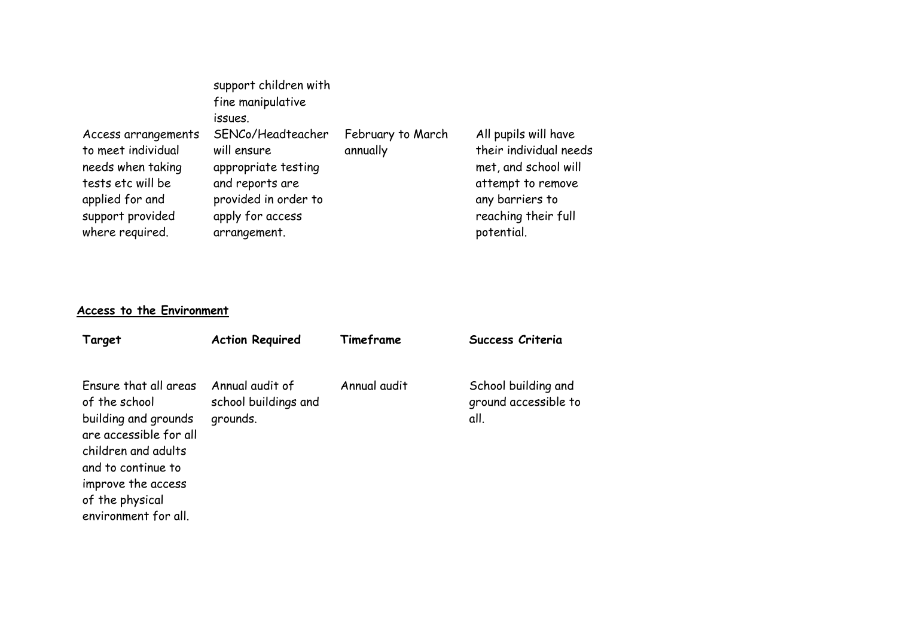| | | | |
|---|---|---|---|
| | support children with fine manipulative issues. | | |
| Access arrangements to meet individual needs when taking tests etc will be applied for and support provided where required. | SENCo/Headteacher will ensure appropriate testing and reports are provided in order to apply for access arrangement. | February to March annually | All pupils will have their individual needs met, and school will attempt to remove any barriers to reaching their full potential. |

**Access to the Environment**

| Target | Action Required | Timeframe | Success Criteria |
|---|---|---|---|
| Ensure that all areas of the school building and grounds are accessible for all children and adults and to continue to improve the access of the physical environment for all. | Annual audit of school buildings and grounds. | Annual audit | School building and ground accessible to all. |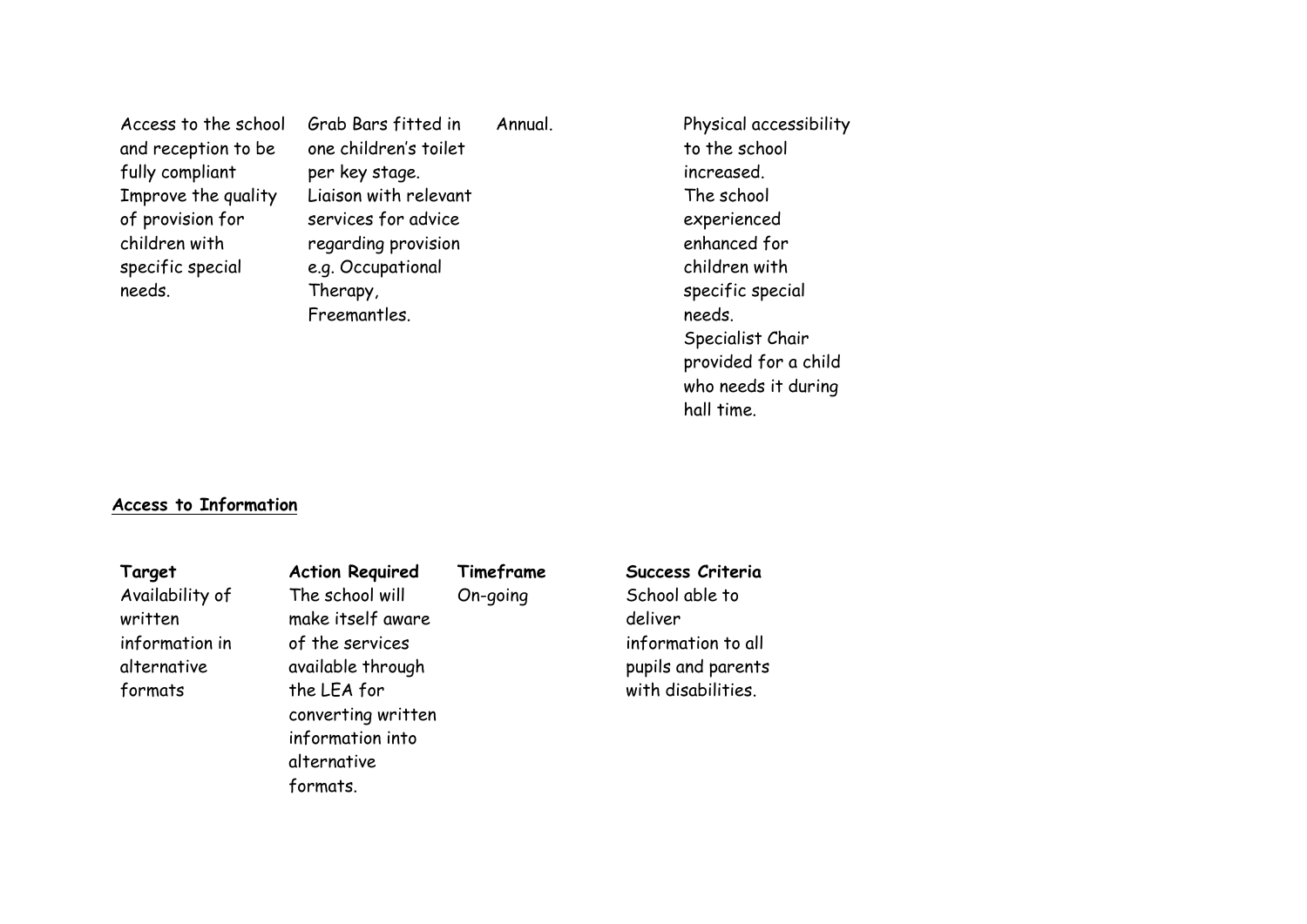| | | | |
|---|---|---|---|
| Access to the school and reception to be fully compliant Improve the quality of provision for children with specific special needs. | Grab Bars fitted in one children's toilet per key stage. Liaison with relevant services for advice regarding provision e.g. Occupational Therapy, Freemantles. | Annual. | Physical accessibility to the school increased. The school experienced enhanced for children with specific special needs. Specialist Chair provided for a child who needs it during hall time. |

**Access to Information**

| **Target** | **Action Required** | **Timeframe** | **Success Criteria** |
|---|---|---|---|
| Availability of written information in alternative formats | The school will make itself aware of the services available through the LEA for converting written information into alternative formats. | On-going | School able to deliver information to all pupils and parents with disabilities. |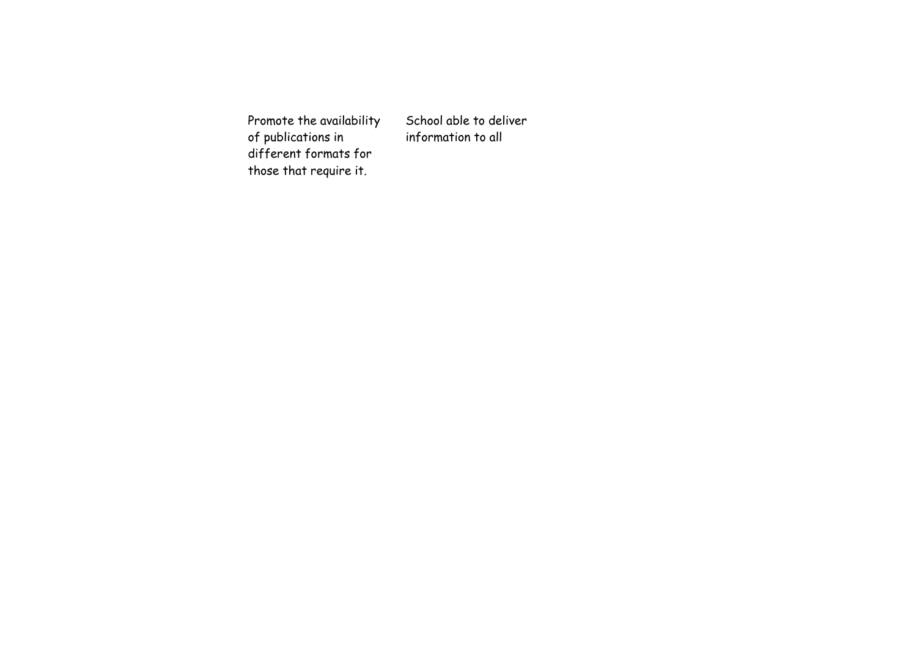| | |
|---|---|
| Promote the availability of publications in different formats for those that require it. | School able to deliver information to all |